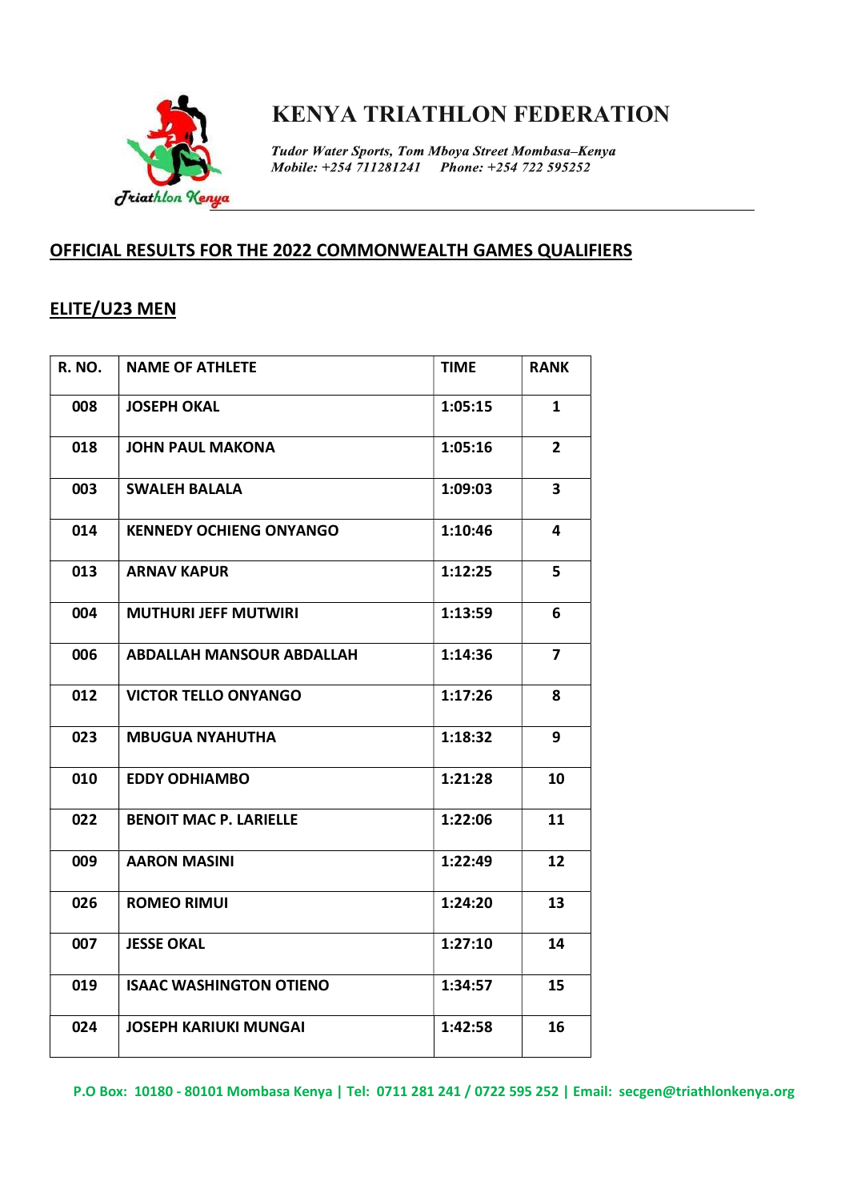# KENYA TRIATHLON FEDERATION

*Tudor Water Sports, Tom Mboya Street Mombasa–Kenya*
*Mobile: +254 711281241     Phone: +254 722 595252*

## OFFICIAL RESULTS FOR THE 2022 COMMONWEALTH GAMES QUALIFIERS

### ELITE/U23 MEN

| R. NO. | NAME OF ATHLETE | TIME | RANK |
|---|---|---|---|
| 008 | JOSEPH OKAL | 1:05:15 | 1 |
| 018 | JOHN PAUL MAKONA | 1:05:16 | 2 |
| 003 | SWALEH BALALA | 1:09:03 | 3 |
| 014 | KENNEDY OCHIENG ONYANGO | 1:10:46 | 4 |
| 013 | ARNAV KAPUR | 1:12:25 | 5 |
| 004 | MUTHURI JEFF MUTWIRI | 1:13:59 | 6 |
| 006 | ABDALLAH MANSOUR ABDALLAH | 1:14:36 | 7 |
| 012 | VICTOR TELLO ONYANGO | 1:17:26 | 8 |
| 023 | MBUGUA NYAHUTHA | 1:18:32 | 9 |
| 010 | EDDY ODHIAMBO | 1:21:28 | 10 |
| 022 | BENOIT MAC P. LARIELLE | 1:22:06 | 11 |
| 009 | AARON MASINI | 1:22:49 | 12 |
| 026 | ROMEO RIMUI | 1:24:20 | 13 |
| 007 | JESSE OKAL | 1:27:10 | 14 |
| 019 | ISAAC WASHINGTON OTIENO | 1:34:57 | 15 |
| 024 | JOSEPH KARIUKI MUNGAI | 1:42:58 | 16 |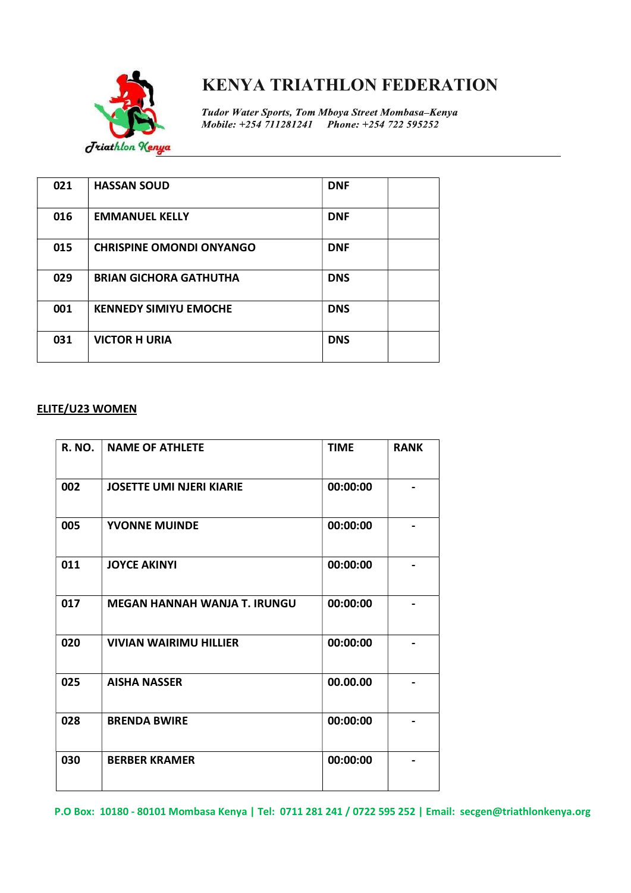| | | | |
|---|---|---|---|
| 021 | HASSAN SOUD | DNF | |
| 016 | EMMANUEL KELLY | DNF | |
| 015 | CHRISPINE OMONDI ONYANGO | DNF | |
| 029 | BRIAN GICHORA GATHUTHA | DNS | |
| 001 | KENNEDY SIMIYU EMOCHE | DNS | |
| 031 | VICTOR H URIA | DNS | |

**ELITE/U23 WOMEN**

| R. NO. | NAME OF ATHLETE | TIME | RANK |
|---|---|---|---|
| 002 | JOSETTE UMI NJERI KIARIE | 00:00:00 | - |
| 005 | YVONNE MUINDE | 00:00:00 | - |
| 011 | JOYCE AKINYI | 00:00:00 | - |
| 017 | MEGAN HANNAH WANJA T. IRUNGU | 00:00:00 | - |
| 020 | VIVIAN WAIRIMU HILLIER | 00:00:00 | - |
| 025 | AISHA NASSER | 00.00.00 | - |
| 028 | BRENDA BWIRE | 00:00:00 | - |
| 030 | BERBER KRAMER | 00:00:00 | - |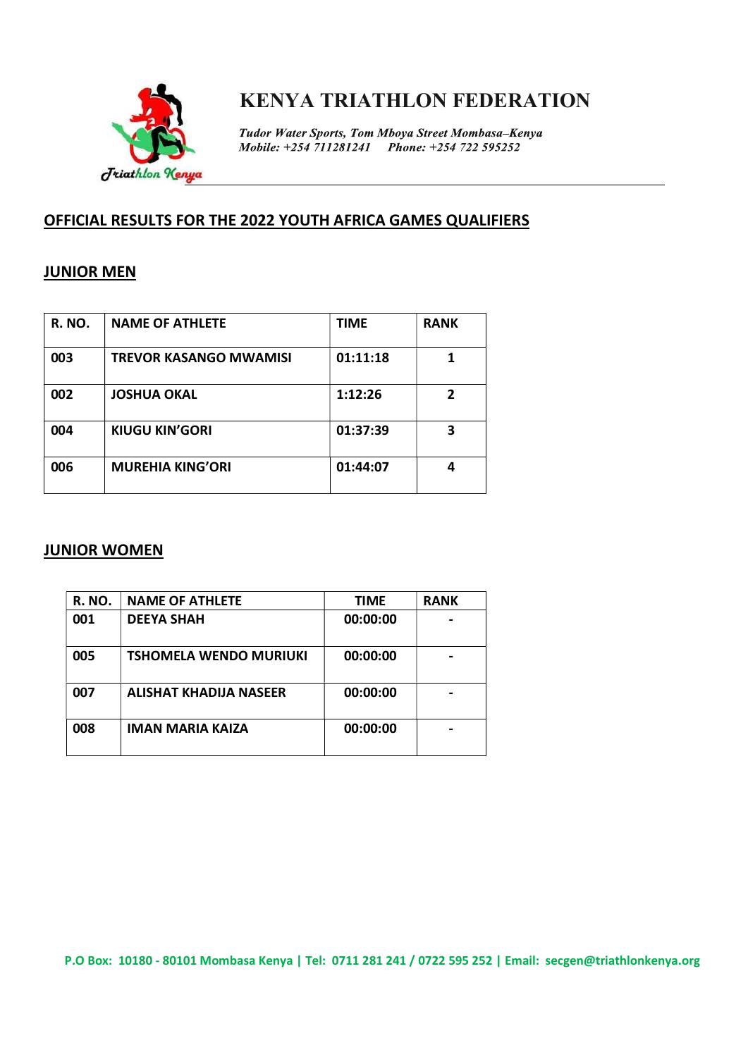# KENYA TRIATHLON FEDERATION

*Tudor Water Sports, Tom Mboya Street Mombasa–Kenya*
*Mobile: +254 711281241 Phone: +254 722 595252*

## OFFICIAL RESULTS FOR THE 2022 YOUTH AFRICA GAMES QUALIFIERS

### JUNIOR MEN

| R. NO. | NAME OF ATHLETE | TIME | RANK |
|---|---|---|---|
| 003 | TREVOR KASANGO MWAMISI | 01:11:18 | 1 |
| 002 | JOSHUA OKAL | 1:12:26 | 2 |
| 004 | KIUGU KIN'GORI | 01:37:39 | 3 |
| 006 | MUREHIA KING'ORI | 01:44:07 | 4 |

### JUNIOR WOMEN

| R. NO. | NAME OF ATHLETE | TIME | RANK |
|---|---|---|---|
| 001 | DEEYA SHAH | 00:00:00 | - |
| 005 | TSHOMELA WENDO MURIUKI | 00:00:00 | - |
| 007 | ALISHAT KHADIJA NASEER | 00:00:00 | - |
| 008 | IMAN MARIA KAIZA | 00:00:00 | - |

P.O Box: 10180 - 80101 Mombasa Kenya | Tel: 0711 281 241 / 0722 595 252 | Email: secgen@triathlonkenya.org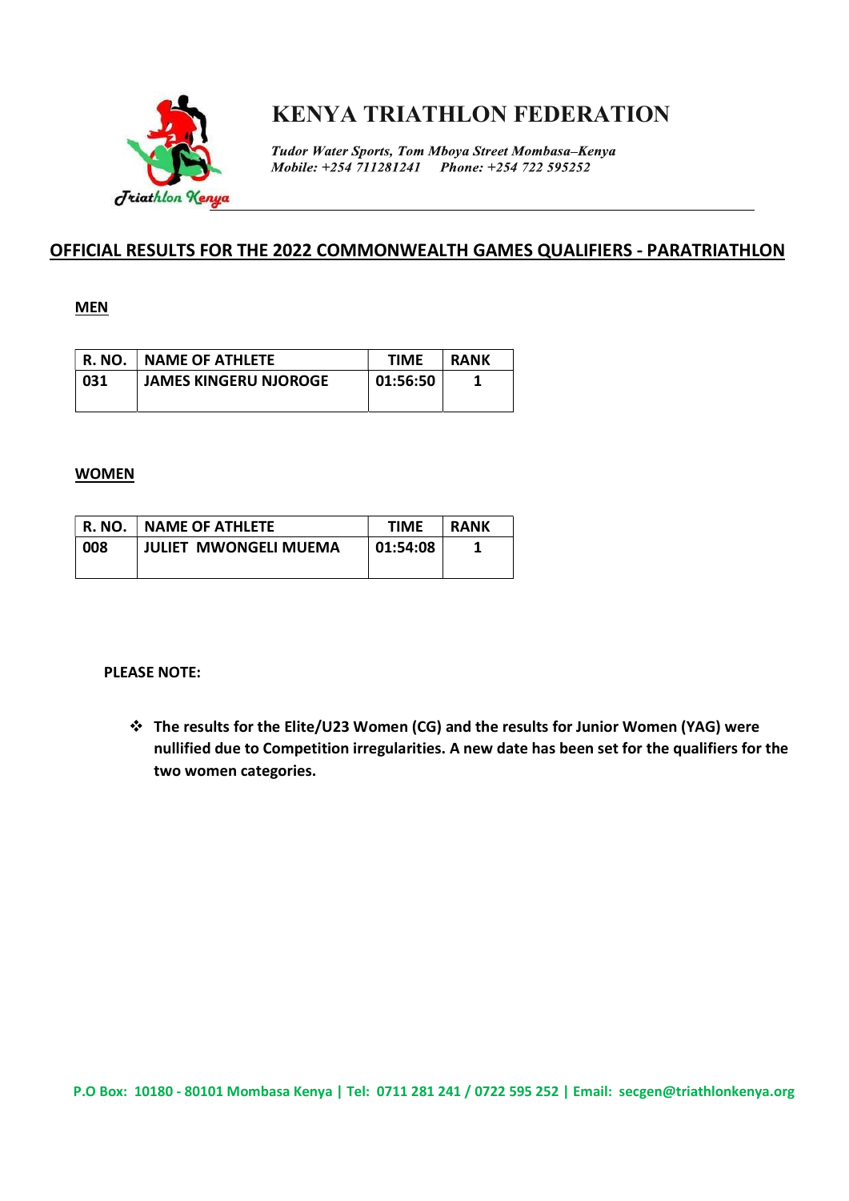# KENYA TRIATHLON FEDERATION

*Tudor Water Sports, Tom Mboya Street Mombasa–Kenya*
*Mobile: +254 711281241 Phone: +254 722 595252*

## OFFICIAL RESULTS FOR THE 2022 COMMONWEALTH GAMES QUALIFIERS - PARATRIATHLON

### MEN

| R. NO. | NAME OF ATHLETE | TIME | RANK |
|---|---|---|---|
| 031 | JAMES KINGERU NJOROGE | 01:56:50 | 1 |

### WOMEN

| R. NO. | NAME OF ATHLETE | TIME | RANK |
|---|---|---|---|
| 008 | JULIET MWONGELI MUEMA | 01:54:08 | 1 |

**PLEASE NOTE:**

- **The results for the Elite/U23 Women (CG) and the results for Junior Women (YAG) were nullified due to Competition irregularities. A new date has been set for the qualifiers for the two women categories.**

P.O Box: 10180 - 80101 Mombasa Kenya | Tel: 0711 281 241 / 0722 595 252 | Email: secgen@triathlonkenya.org